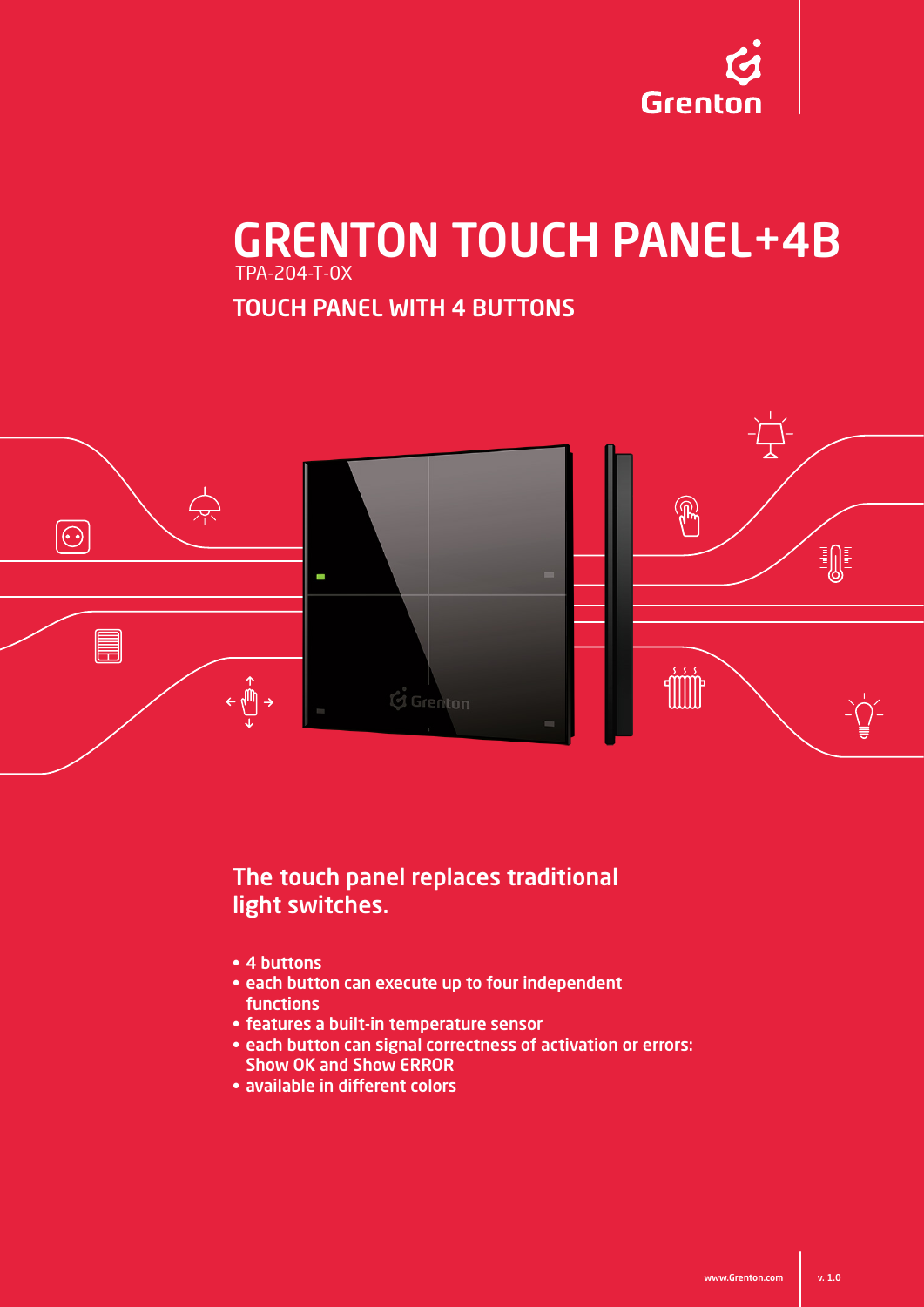# GRENTON TOUCH PANEL+4B

TPA-204-T-0X

## TOUCH PANEL WITH 4 BUTTONS

### The touch panel replaces traditional light switches.

- 4 buttons
- each button can execute up to four independent functions
- features a built-in temperature sensor
- each button can signal correctness of activation or errors: Show OK and Show ERROR
- available in different colors

www.Grenton.com v. 1.0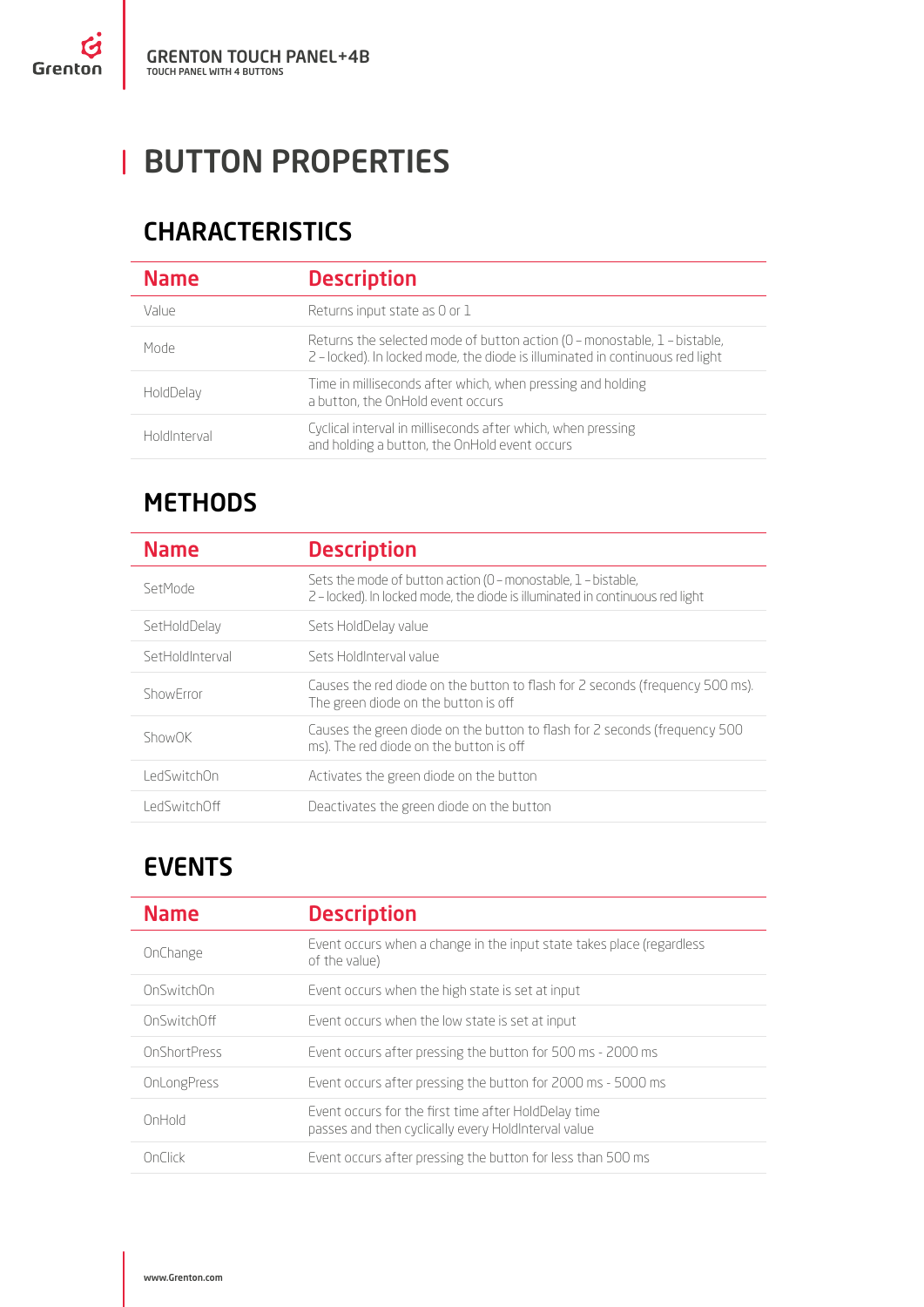# BUTTON PROPERTIES

## CHARACTERISTICS

| Name | Description |
| --- | --- |
| Value | Returns input state as 0 or 1 |
| Mode | Returns the selected mode of button action (0 – monostable, 1 – bistable, 2 – locked). In locked mode, the diode is illuminated in continuous red light |
| HoldDelay | Time in milliseconds after which, when pressing and holding a button, the OnHold event occurs |
| HoldInterval | Cyclical interval in milliseconds after which, when pressing and holding a button, the OnHold event occurs |

## METHODS

| Name | Description |
| --- | --- |
| SetMode | Sets the mode of button action (0 – monostable, 1 – bistable, 2 – locked). In locked mode, the diode is illuminated in continuous red light |
| SetHoldDelay | Sets HoldDelay value |
| SetHoldInterval | Sets HoldInterval value |
| ShowError | Causes the red diode on the button to flash for 2 seconds (frequency 500 ms). The green diode on the button is off |
| ShowOK | Causes the green diode on the button to flash for 2 seconds (frequency 500 ms). The red diode on the button is off |
| LedSwitchOn | Activates the green diode on the button |
| LedSwitchOff | Deactivates the green diode on the button |

## EVENTS

| Name | Description |
| --- | --- |
| OnChange | Event occurs when a change in the input state takes place (regardless of the value) |
| OnSwitchOn | Event occurs when the high state is set at input |
| OnSwitchOff | Event occurs when the low state is set at input |
| OnShortPress | Event occurs after pressing the button for 500 ms - 2000 ms |
| OnLongPress | Event occurs after pressing the button for 2000 ms - 5000 ms |
| OnHold | Event occurs for the first time after HoldDelay time passes and then cyclically every HoldInterval value |
| OnClick | Event occurs after pressing the button for less than 500 ms |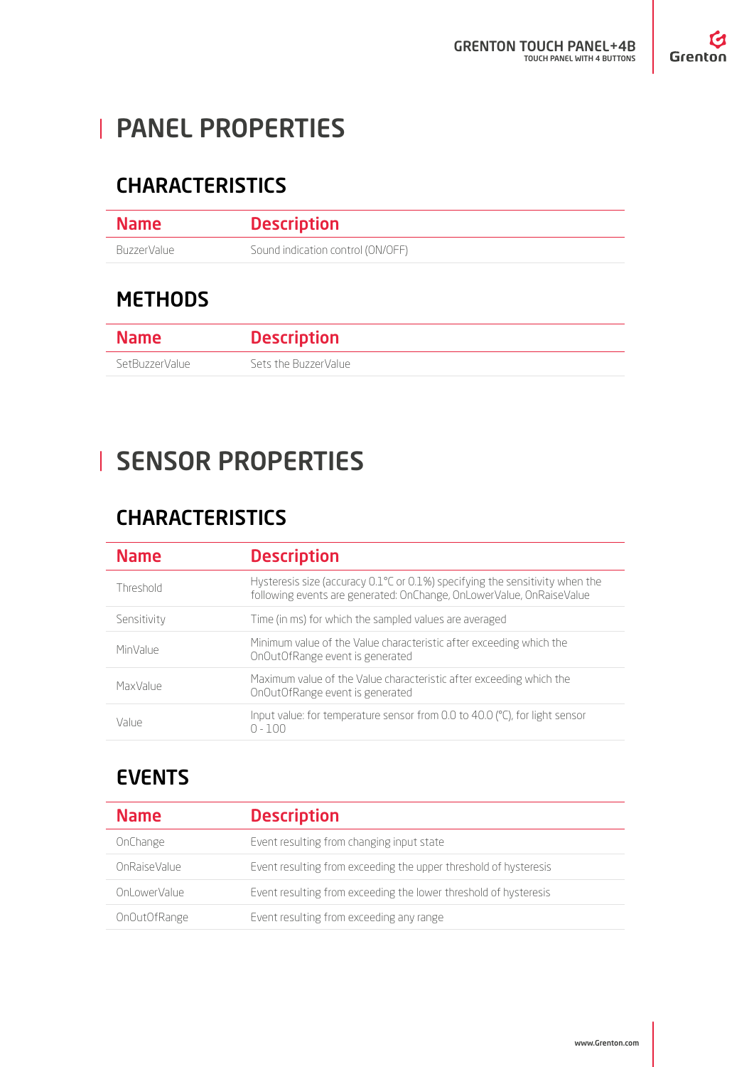# PANEL PROPERTIES

## CHARACTERISTICS

| Name | Description |
|---|---|
| BuzzerValue | Sound indication control (ON/OFF) |

## METHODS

| Name | Description |
|---|---|
| SetBuzzerValue | Sets the BuzzerValue |

# SENSOR PROPERTIES

## CHARACTERISTICS

| Name | Description |
|---|---|
| Threshold | Hysteresis size (accuracy 0.1°C or 0.1%) specifying the sensitivity when the following events are generated: OnChange, OnLowerValue, OnRaiseValue |
| Sensitivity | Time (in ms) for which the sampled values are averaged |
| MinValue | Minimum value of the Value characteristic after exceeding which the OnOutOfRange event is generated |
| MaxValue | Maximum value of the Value characteristic after exceeding which the OnOutOfRange event is generated |
| Value | Input value: for temperature sensor from 0.0 to 40.0 (°C), for light sensor 0 - 100 |

## EVENTS

| Name | Description |
|---|---|
| OnChange | Event resulting from changing input state |
| OnRaiseValue | Event resulting from exceeding the upper threshold of hysteresis |
| OnLowerValue | Event resulting from exceeding the lower threshold of hysteresis |
| OnOutOfRange | Event resulting from exceeding any range |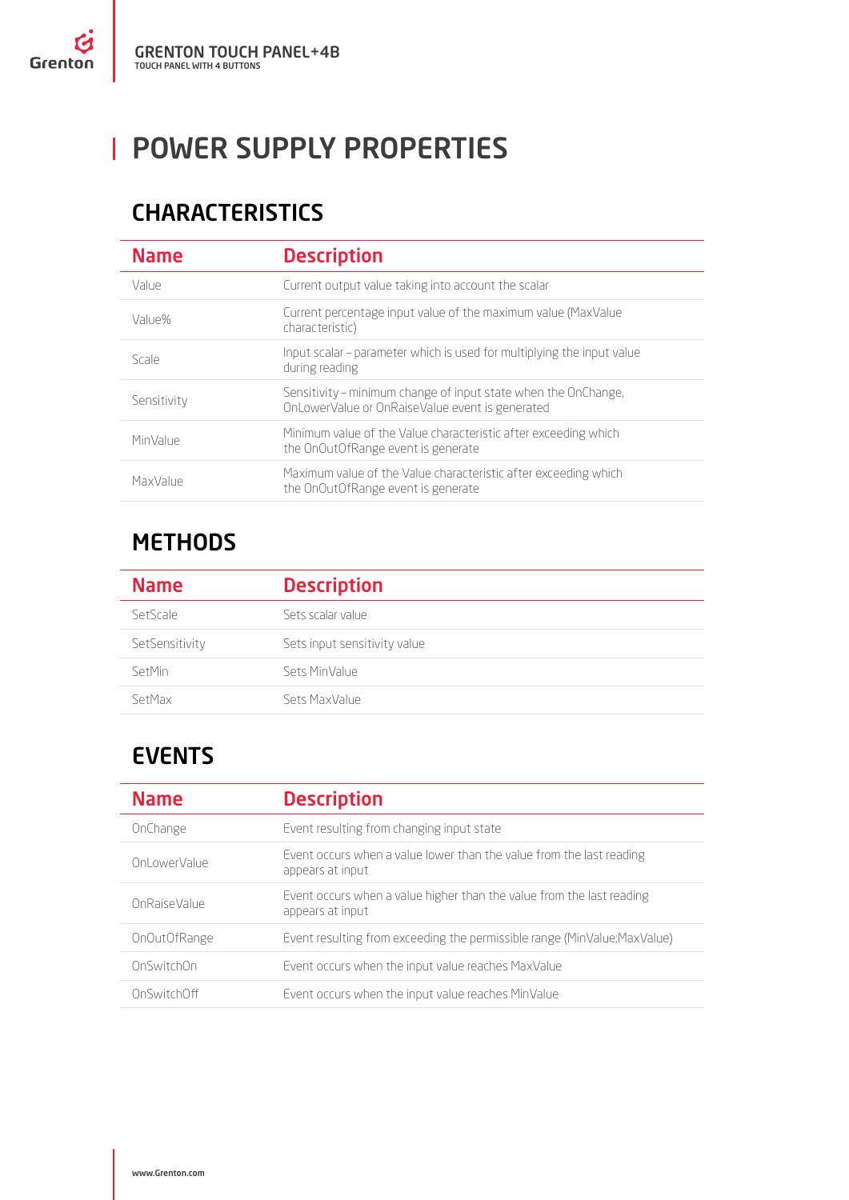# POWER SUPPLY PROPERTIES

## CHARACTERISTICS

| Name | Description |
|---|---|
| Value | Current output value taking into account the scalar |
| Value% | Current percentage input value of the maximum value (MaxValue characteristic) |
| Scale | Input scalar – parameter which is used for multiplying the input value during reading |
| Sensitivity | Sensitivity – minimum change of input state when the OnChange, OnLowerValue or OnRaiseValue event is generated |
| MinValue | Minimum value of the Value characteristic after exceeding which the OnOutOfRange event is generate |
| MaxValue | Maximum value of the Value characteristic after exceeding which the OnOutOfRange event is generate |

## METHODS

| Name | Description |
|---|---|
| SetScale | Sets scalar value |
| SetSensitivity | Sets input sensitivity value |
| SetMin | Sets MinValue |
| SetMax | Sets MaxValue |

## EVENTS

| Name | Description |
|---|---|
| OnChange | Event resulting from changing input state |
| OnLowerValue | Event occurs when a value lower than the value from the last reading appears at input |
| OnRaiseValue | Event occurs when a value higher than the value from the last reading appears at input |
| OnOutOfRange | Event resulting from exceeding the permissible range (MinValue;MaxValue) |
| OnSwitchOn | Event occurs when the input value reaches MaxValue |
| OnSwitchOff | Event occurs when the input value reaches MinValue |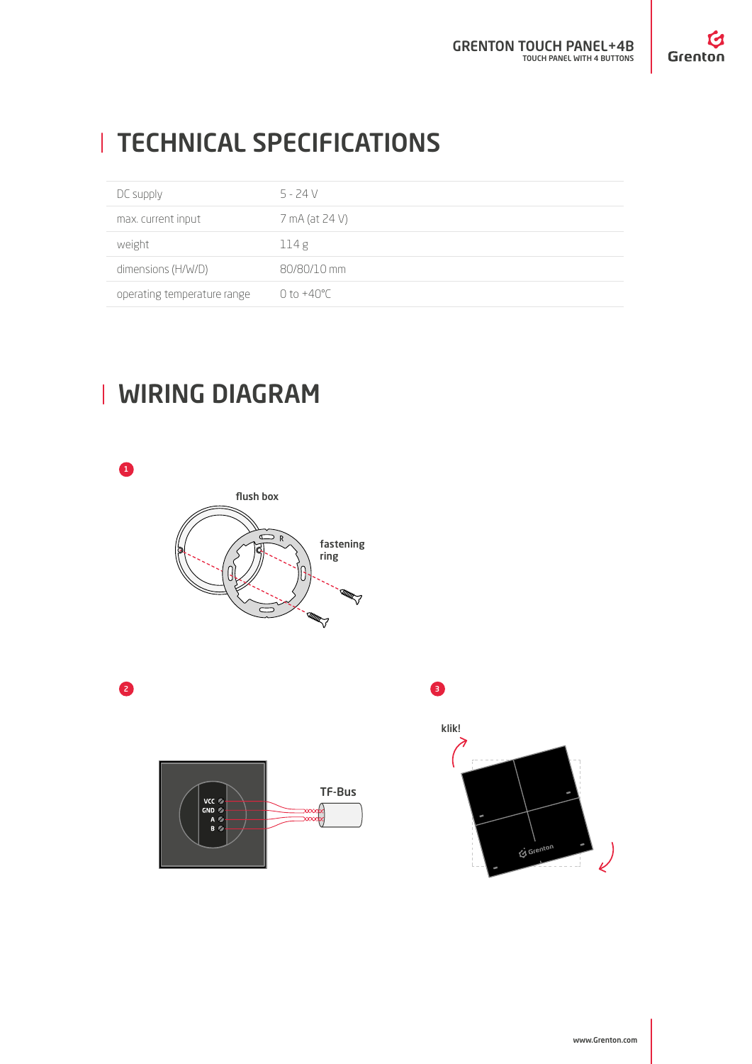# TECHNICAL SPECIFICATIONS

| | |
|---|---|
| DC supply | 5 - 24 V |
| max. current input | 7 mA (at 24 V) |
| weight | 114 g |
| dimensions (H/W/D) | 80/80/10 mm |
| operating temperature range | 0 to +40°C |

# WIRING DIAGRAM

1

flush box

fastening ring

2

VCC

GND

A

B

TF-Bus

3

klik!